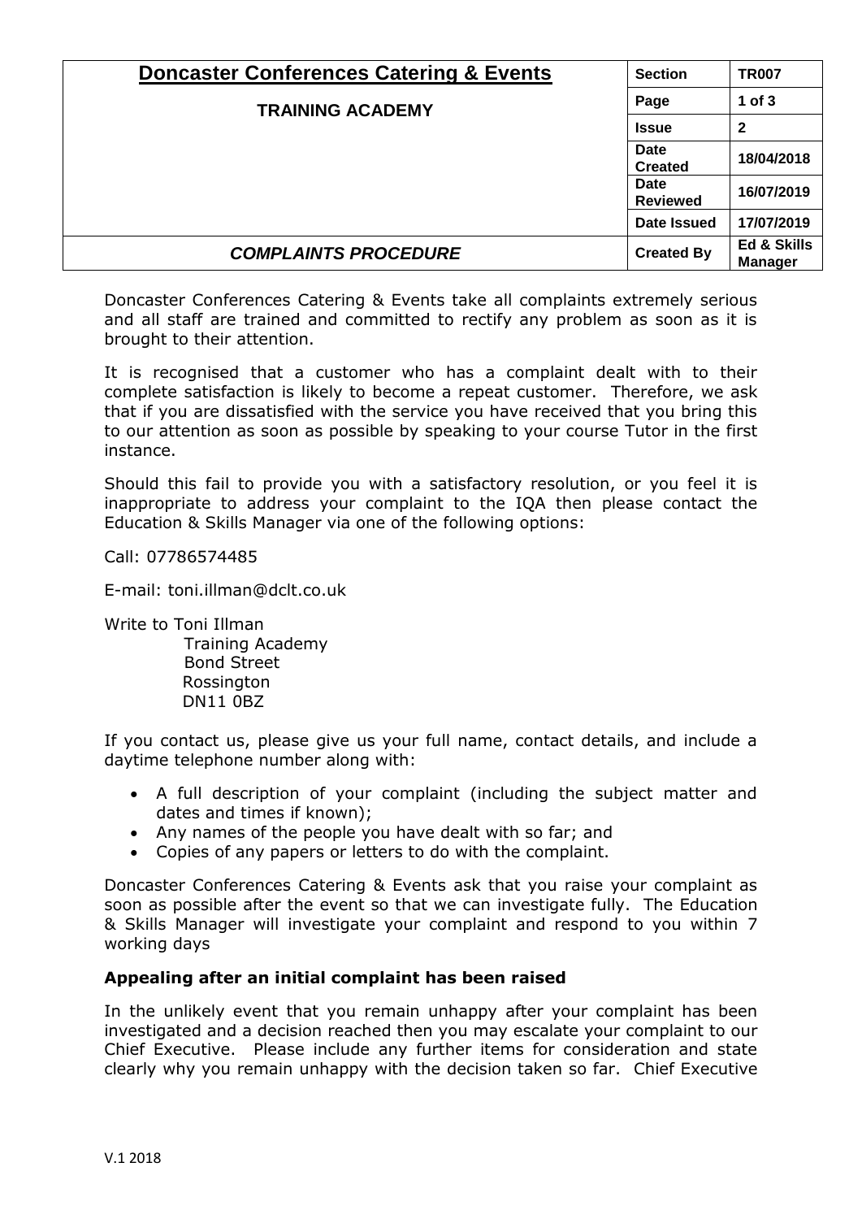| Doncaster Conferences Catering & Events | Section | TR007 |
|---|---|---|
| **TRAINING ACADEMY** | Page | 1 of 3 |
| | Issue | 2 |
| | Date Created | 18/04/2018 |
| | Date Reviewed | 16/07/2019 |
| | Date Issued | 17/07/2019 |
| ***COMPLAINTS PROCEDURE*** | Created By | Ed & Skills Manager |

Doncaster Conferences Catering & Events take all complaints extremely serious and all staff are trained and committed to rectify any problem as soon as it is brought to their attention.

It is recognised that a customer who has a complaint dealt with to their complete satisfaction is likely to become a repeat customer. Therefore, we ask that if you are dissatisfied with the service you have received that you bring this to our attention as soon as possible by speaking to your course Tutor in the first instance.

Should this fail to provide you with a satisfactory resolution, or you feel it is inappropriate to address your complaint to the IQA then please contact the Education & Skills Manager via one of the following options:

Call: 07786574485

E-mail: toni.illman@dclt.co.uk

Write to Toni Illman
Training Academy
Bond Street
Rossington
DN11 0BZ

If you contact us, please give us your full name, contact details, and include a daytime telephone number along with:

- A full description of your complaint (including the subject matter and dates and times if known);
- Any names of the people you have dealt with so far; and
- Copies of any papers or letters to do with the complaint.

Doncaster Conferences Catering & Events ask that you raise your complaint as soon as possible after the event so that we can investigate fully. The Education & Skills Manager will investigate your complaint and respond to you within 7 working days

**Appealing after an initial complaint has been raised**

In the unlikely event that you remain unhappy after your complaint has been investigated and a decision reached then you may escalate your complaint to our Chief Executive. Please include any further items for consideration and state clearly why you remain unhappy with the decision taken so far. Chief Executive

V.1 2018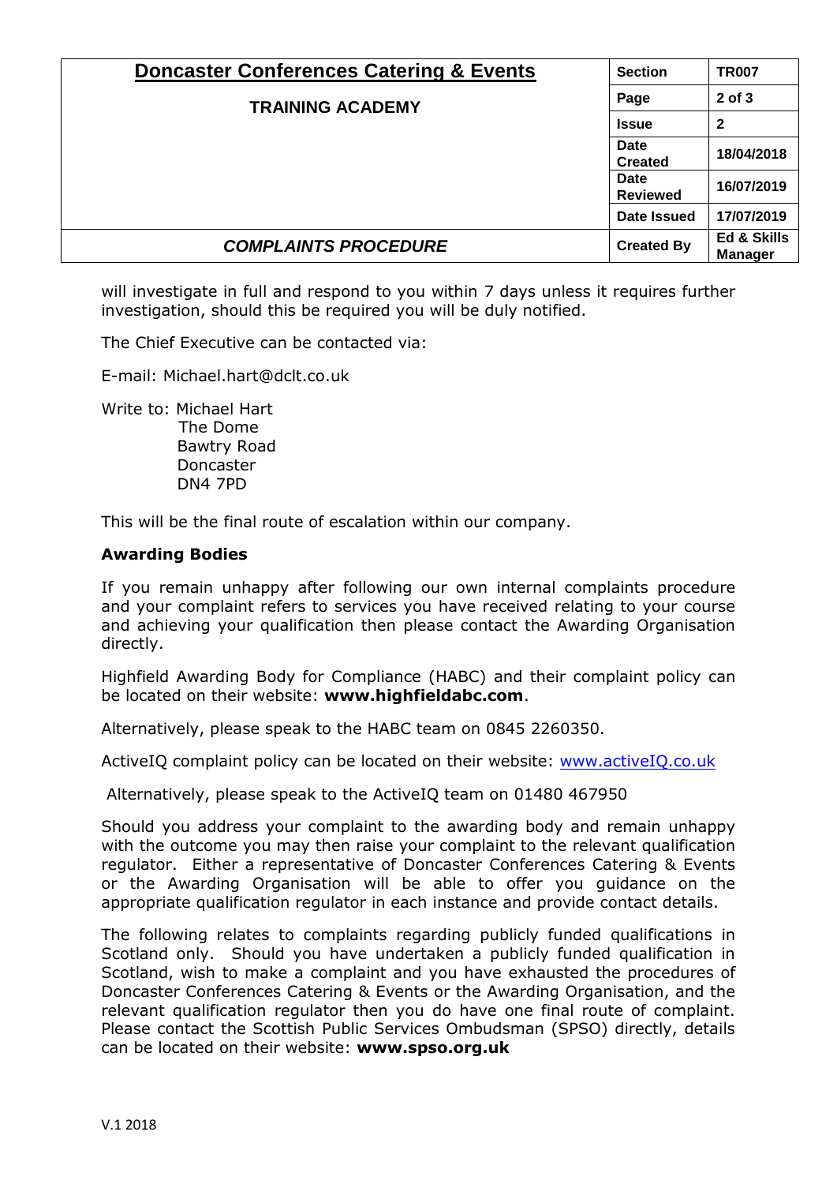will investigate in full and respond to you within 7 days unless it requires further investigation, should this be required you will be duly notified.

The Chief Executive can be contacted via:

E-mail: Michael.hart@dclt.co.uk

Write to: Michael Hart
The Dome
Bawtry Road
Doncaster
DN4 7PD

This will be the final route of escalation within our company.

**Awarding Bodies**

If you remain unhappy after following our own internal complaints procedure and your complaint refers to services you have received relating to your course and achieving your qualification then please contact the Awarding Organisation directly.

Highfield Awarding Body for Compliance (HABC) and their complaint policy can be located on their website: **www.highfieldabc.com**.

Alternatively, please speak to the HABC team on 0845 2260350.

ActiveIQ complaint policy can be located on their website: www.activeIQ.co.uk

Alternatively, please speak to the ActiveIQ team on 01480 467950

Should you address your complaint to the awarding body and remain unhappy with the outcome you may then raise your complaint to the relevant qualification regulator. Either a representative of Doncaster Conferences Catering & Events or the Awarding Organisation will be able to offer you guidance on the appropriate qualification regulator in each instance and provide contact details.

The following relates to complaints regarding publicly funded qualifications in Scotland only. Should you have undertaken a publicly funded qualification in Scotland, wish to make a complaint and you have exhausted the procedures of Doncaster Conferences Catering & Events or the Awarding Organisation, and the relevant qualification regulator then you do have one final route of complaint. Please contact the Scottish Public Services Ombudsman (SPSO) directly, details can be located on their website: **www.spso.org.uk**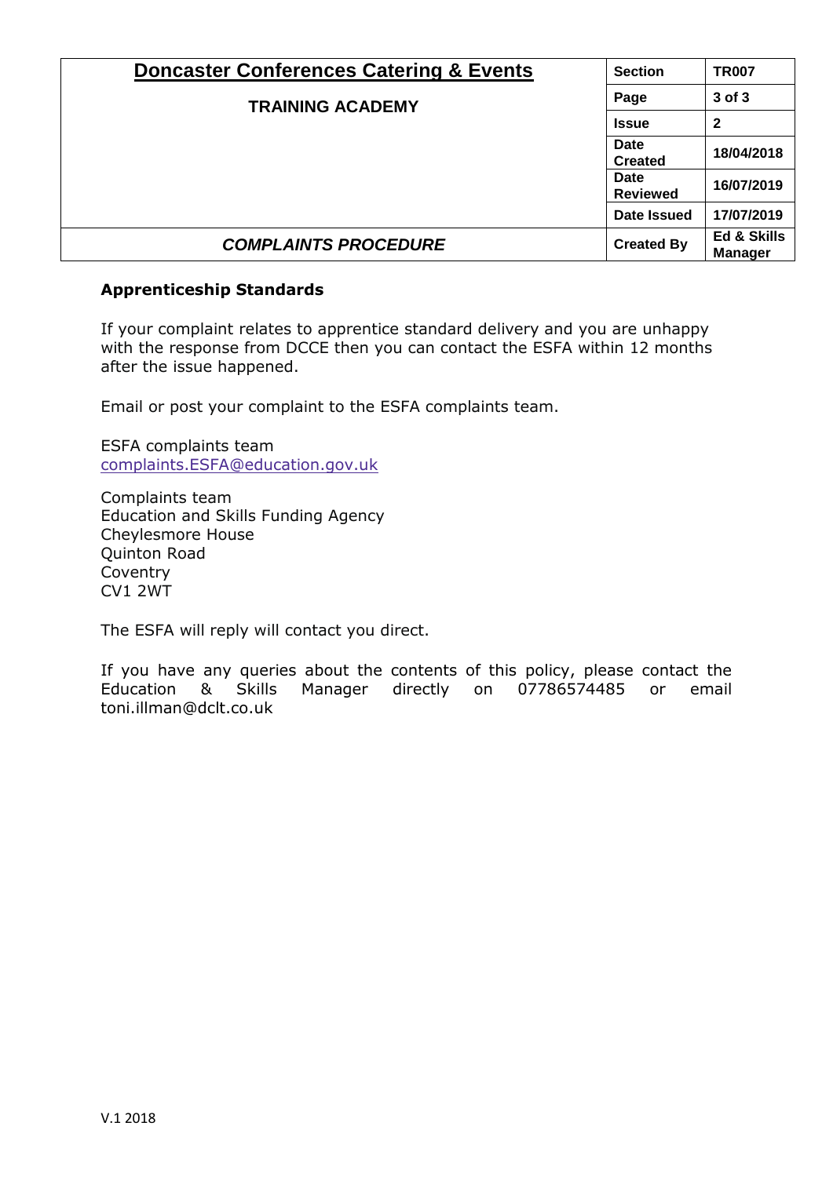| Doncaster Conferences Catering & Events<br>TRAINING ACADEMY | Section | TR007 |
|---|---|---|
| | Page | 3 of 3 |
| | Issue | 2 |
| | Date Created | 18/04/2018 |
| | Date Reviewed | 16/07/2019 |
| | Date Issued | 17/07/2019 |
| *COMPLAINTS PROCEDURE* | Created By | Ed & Skills Manager |

**Apprenticeship Standards**

If your complaint relates to apprentice standard delivery and you are unhappy with the response from DCCE then you can contact the ESFA within 12 months after the issue happened.

Email or post your complaint to the ESFA complaints team.

ESFA complaints team
complaints.ESFA@education.gov.uk

Complaints team
Education and Skills Funding Agency
Cheylesmore House
Quinton Road
Coventry
CV1 2WT

The ESFA will reply will contact you direct.

If you have any queries about the contents of this policy, please contact the Education & Skills Manager directly on 07786574485 or email toni.illman@dclt.co.uk

V.1 2018